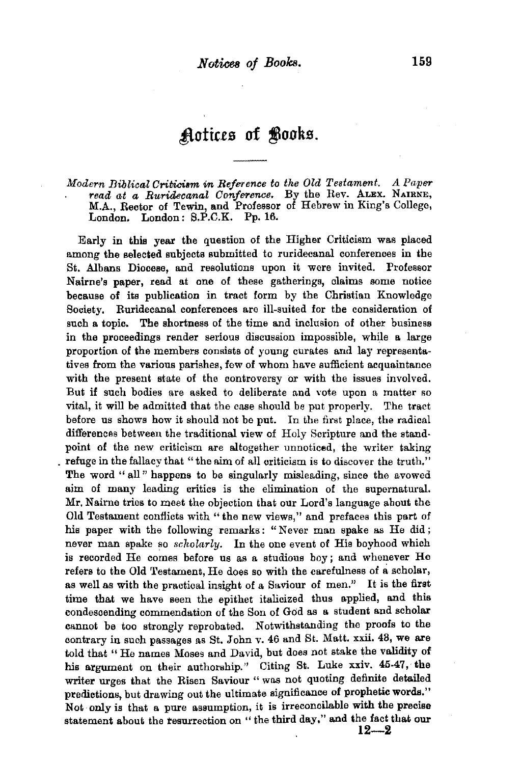# Notices of Books.

*Modern Biblical Criticism in Reference to the Old Testament. A Paper read at a Ruridecanal Conference.* By the Rev. ALEX. NAIRNE, M.A., Rector of Tewin, and Professor of Hebrew in King's College, London. London: S.P.C.K. Pp. 16.

Early in this year the question of the Higher Criticism was placed among the selected subjects submitted to ruridecanal conferences in the St. Albans Diocese, and resolutions upon it were invited. Professor Nairne's paper, read at one of these gatherings, claims some notice because of its publication in tract form by the Christian Knowledge Society. Ruridecanal conferences are ill-suited for the consideration of such a topic. The shortness of the time and inclusion of other business in the proceedings render serious discussion impossible, while a large proportion of the members consists of young curates and lay representatives from the various parishes, few of whom have sufficient acquaintance with the present state of the controversy or with the issues involved. But if such bodies are asked to deliberate and vote upon a matter so vital, it will be admitted that the case should be put properly. The tract before us shows how it should not be put. In the first place, the radical differences between the traditional view of Holy Scripture and the standpoint of the new criticism are altogether unnoticed, the writer taking refuge in the fallacy that "the aim of all criticism is to discover the truth." The word "all" happens to be singularly misleading, since the avowed aim of many leading critics is the elimination of the supernatural. Mr. Nairne tries to meet the objection that our Lord's language about the Old Testament conflicts with "the new views," and prefaces this part of his paper with the following remarks: "Never man spake as He did; never man spake so *scholarly*. In the one event of His boyhood which is recorded He comes before us as a studious boy; and whenever He refers to the Old Testament, He does so with the carefulness of a scholar, as well as with the practical insight of a Saviour of men." It is the first time that we have seen the epithet italicized thus applied, and this condescending commendation of the Son of God as a student and scholar cannot be too strongly reprobated. Notwithstanding the proofs to the contrary in such passages as St. John v. 46 and St. Matt. xxii. 43, we are told that "He names Moses and David, but does not stake the validity of his argument on their authorship." Citing St. Luke xxiv. 45-47, the writer urges that the Risen Saviour "was not quoting definite detailed predictions, but drawing out the ultimate significance of prophetic words." Not only is that a pure assumption, it is irreconcilable with the precise statement about the resurrection on "the third day," and the fact that our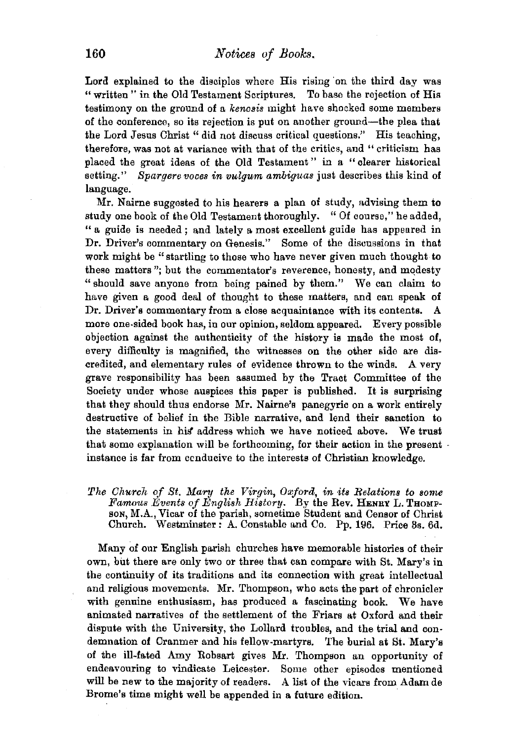Lord explained to the disciples where His rising on the third day was "written" in the Old Testament Scriptures. To base the rejection of His testimony on the ground of a *kenosis* might have shocked some members of the conference, so its rejection is put on another ground—the plea that the Lord Jesus Christ "did not discuss critical questions." His teaching, therefore, was not at variance with that of the critics, and "criticism has placed the great ideas of the Old Testament" in a "clearer historical setting." *Spargere voces in vulgum ambiguas* just describes this kind of language.

Mr. Nairne suggested to his hearers a plan of study, advising them to study one book of the Old Testament thoroughly. "Of course," he added, "a guide is needed; and lately a most excellent guide has appeared in Dr. Driver's commentary on Genesis." Some of the discussions in that work might be "startling to those who have never given much thought to these matters"; but the commentator's reverence, honesty, and modesty "should save anyone from being pained by them." We can claim to have given a good deal of thought to these matters, and can speak of Dr. Driver's commentary from a close acquaintance with its contents. A more one-sided book has, in our opinion, seldom appeared. Every possible objection against the authenticity of the history is made the most of, every difficulty is magnified, the witnesses on the other side are discredited, and elementary rules of evidence thrown to the winds. A very grave responsibility has been assumed by the Tract Committee of the Society under whose auspices this paper is published. It is surprising that they should thus endorse Mr. Nairne's panegyric on a work entirely destructive of belief in the Bible narrative, and lend their sanction to the statements in his address which we have noticed above. We trust that some explanation will be forthcoming, for their action in the present instance is far from conducive to the interests of Christian knowledge.

*The Church of St. Mary the Virgin, Oxford, in its Relations to some Famous Events of English History.* By the Rev. HENRY L. THOMPSON, M.A., Vicar of the parish, sometime Student and Censor of Christ Church. Westminster: A. Constable and Co. Pp. 196. Price 3s. 6d.

Many of our English parish churches have memorable histories of their own, but there are only two or three that can compare with St. Mary's in the continuity of its traditions and its connection with great intellectual and religious movements. Mr. Thompson, who acts the part of chronicler with genuine enthusiasm, has produced a fascinating book. We have animated narratives of the settlement of the Friars at Oxford and their dispute with the University, the Lollard troubles, and the trial and condemnation of Cranmer and his fellow-martyrs. The burial at St. Mary's of the ill-fated Amy Robsart gives Mr. Thompson an opportunity of endeavouring to vindicate Leicester. Some other episodes mentioned will be new to the majority of readers. A list of the vicars from Adam de Brome's time might well be appended in a future edition.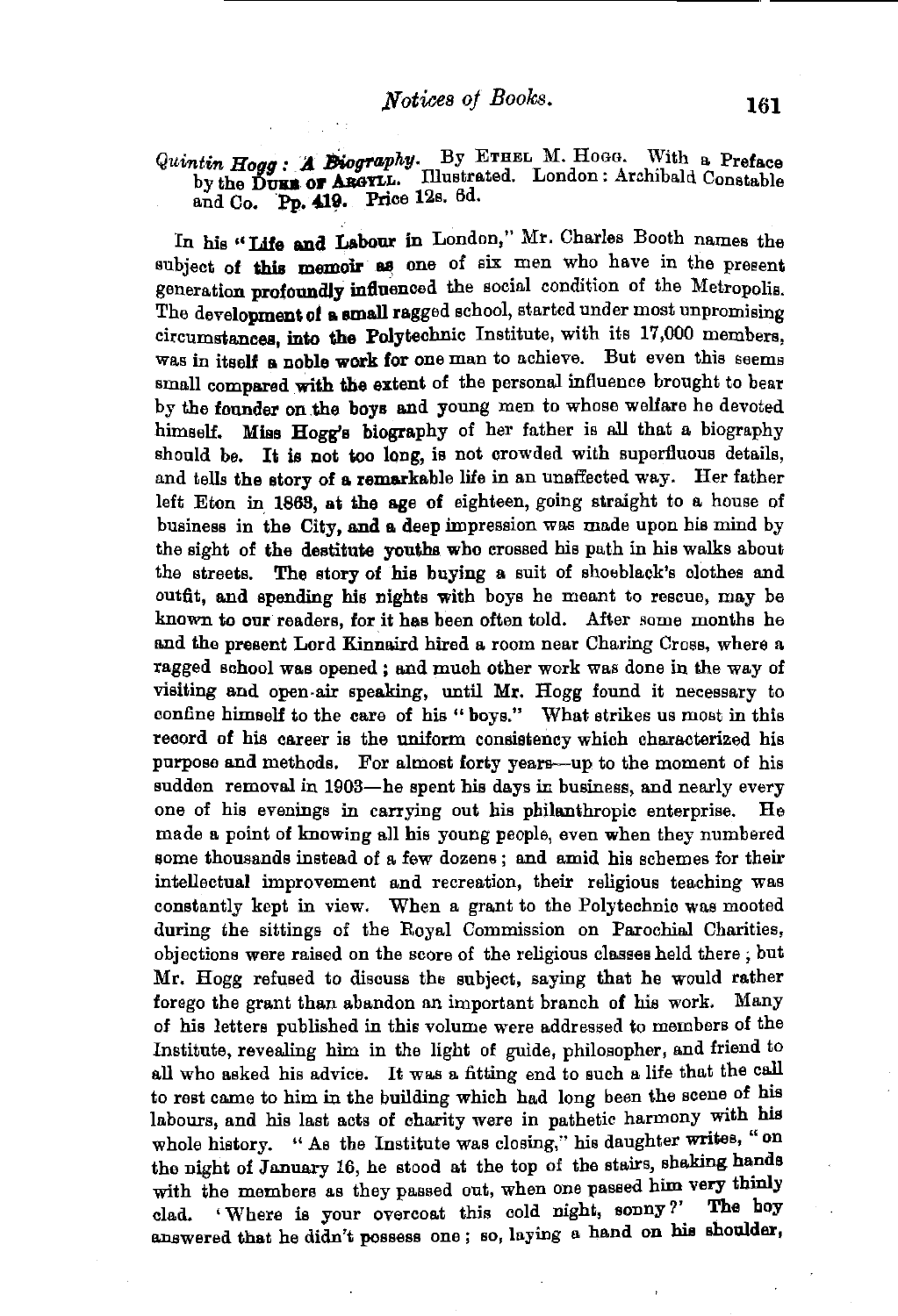*Quintin Hogg: A Biography.* By ETHEL M. HOGG. With a Preface by the DUKE OF ARGYLL. Illustrated. London: Archibald Constable and Co. Pp. 419. Price 12s. 6d.

In his "Life and Labour in London," Mr. Charles Booth names the subject of this memoir as one of six men who have in the present generation profoundly influenced the social condition of the Metropolis. The development of a small ragged school, started under most unpromising circumstances, into the Polytechnic Institute, with its 17,000 members, was in itself a noble work for one man to achieve. But even this seems small compared with the extent of the personal influence brought to bear by the founder on the boys and young men to whose welfare he devoted himself. Miss Hogg's biography of her father is all that a biography should be. It is not too long, is not crowded with superfluous details, and tells the story of a remarkable life in an unaffected way. Her father left Eton in 1863, at the age of eighteen, going straight to a house of business in the City, and a deep impression was made upon his mind by the sight of the destitute youths who crossed his path in his walks about the streets. The story of his buying a suit of shoeblack's clothes and outfit, and spending his nights with boys he meant to rescue, may be known to our readers, for it has been often told. After some months he and the present Lord Kinnaird hired a room near Charing Cross, where a ragged school was opened; and much other work was done in the way of visiting and open-air speaking, until Mr. Hogg found it necessary to confine himself to the care of his "boys." What strikes us most in this record of his career is the uniform consistency which characterized his purpose and methods. For almost forty years—up to the moment of his sudden removal in 1903—he spent his days in business, and nearly every one of his evenings in carrying out his philanthropic enterprise. He made a point of knowing all his young people, even when they numbered some thousands instead of a few dozens; and amid his schemes for their intellectual improvement and recreation, their religious teaching was constantly kept in view. When a grant to the Polytechnic was mooted during the sittings of the Royal Commission on Parochial Charities, objections were raised on the score of the religious classes held there; but Mr. Hogg refused to discuss the subject, saying that he would rather forego the grant than abandon an important branch of his work. Many of his letters published in this volume were addressed to members of the Institute, revealing him in the light of guide, philosopher, and friend to all who asked his advice. It was a fitting end to such a life that the call to rest came to him in the building which had long been the scene of his labours, and his last acts of charity were in pathetic harmony with his whole history. "As the Institute was closing," his daughter writes, "on the night of January 16, he stood at the top of the stairs, shaking hands with the members as they passed out, when one passed him very thinly clad. 'Where is your overcoat this cold night, sonny?' The boy answered that he didn't possess one; so, laying a hand on his shoulder,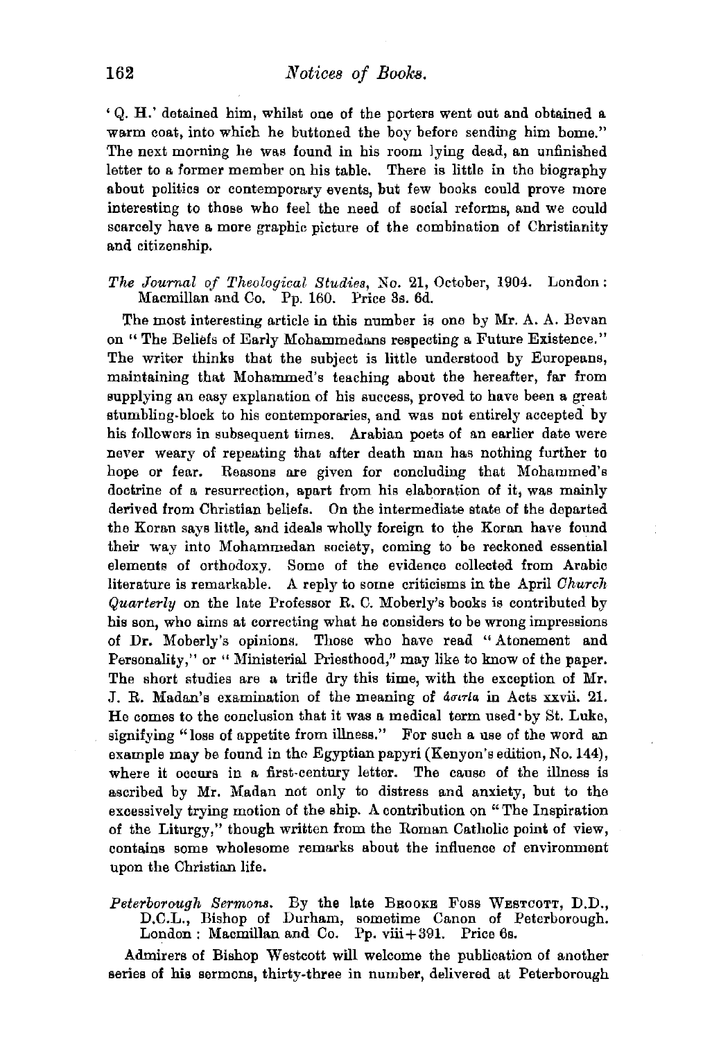'Q. H.' detained him, whilst one of the porters went out and obtained a warm coat, into which he buttoned the boy before sending him home." The next morning he was found in his room lying dead, an unfinished letter to a former member on his table. There is little in the biography about politics or contemporary events, but few books could prove more interesting to those who feel the need of social reforms, and we could scarcely have a more graphic picture of the combination of Christianity and citizenship.

*The Journal of Theological Studies*, No. 21, October, 1904. London: Macmillan and Co. Pp. 160. Price 3s. 6d.

The most interesting article in this number is one by Mr. A. A. Bevan on "The Beliefs of Early Mohammedans respecting a Future Existence." The writer thinks that the subject is little understood by Europeans, maintaining that Mohammed's teaching about the hereafter, far from supplying an easy explanation of his success, proved to have been a great stumbling-block to his contemporaries, and was not entirely accepted by his followers in subsequent times. Arabian poets of an earlier date were never weary of repeating that after death man has nothing further to hope or fear. Reasons are given for concluding that Mohammed's doctrine of a resurrection, apart from his elaboration of it, was mainly derived from Christian beliefs. On the intermediate state of the departed the Koran says little, and ideals wholly foreign to the Koran have found their way into Mohammedan society, coming to be reckoned essential elements of orthodoxy. Some of the evidence collected from Arabic literature is remarkable. A reply to some criticisms in the April *Church Quarterly* on the late Professor R. C. Moberly's books is contributed by his son, who aims at correcting what he considers to be wrong impressions of Dr. Moberly's opinions. Those who have read "Atonement and Personality," or "Ministerial Priesthood," may like to know of the paper. The short studies are a trifle dry this time, with the exception of Mr. J. R. Madan's examination of the meaning of ἀσιτία in Acts xxvii. 21. He comes to the conclusion that it was a medical term used by St. Luke, signifying "loss of appetite from illness." For such a use of the word an example may be found in the Egyptian papyri (Kenyon's edition, No. 144), where it occurs in a first-century letter. The cause of the illness is ascribed by Mr. Madan not only to distress and anxiety, but to the excessively trying motion of the ship. A contribution on "The Inspiration of the Liturgy," though written from the Roman Catholic point of view, contains some wholesome remarks about the influence of environment upon the Christian life.

*Peterborough Sermons*. By the late BROOKE FOSS WESTCOTT, D.D., D.C.L., Bishop of Durham, sometime Canon of Peterborough. London: Macmillan and Co. Pp. viii + 391. Price 6s.

Admirers of Bishop Westcott will welcome the publication of another series of his sermons, thirty-three in number, delivered at Peterborough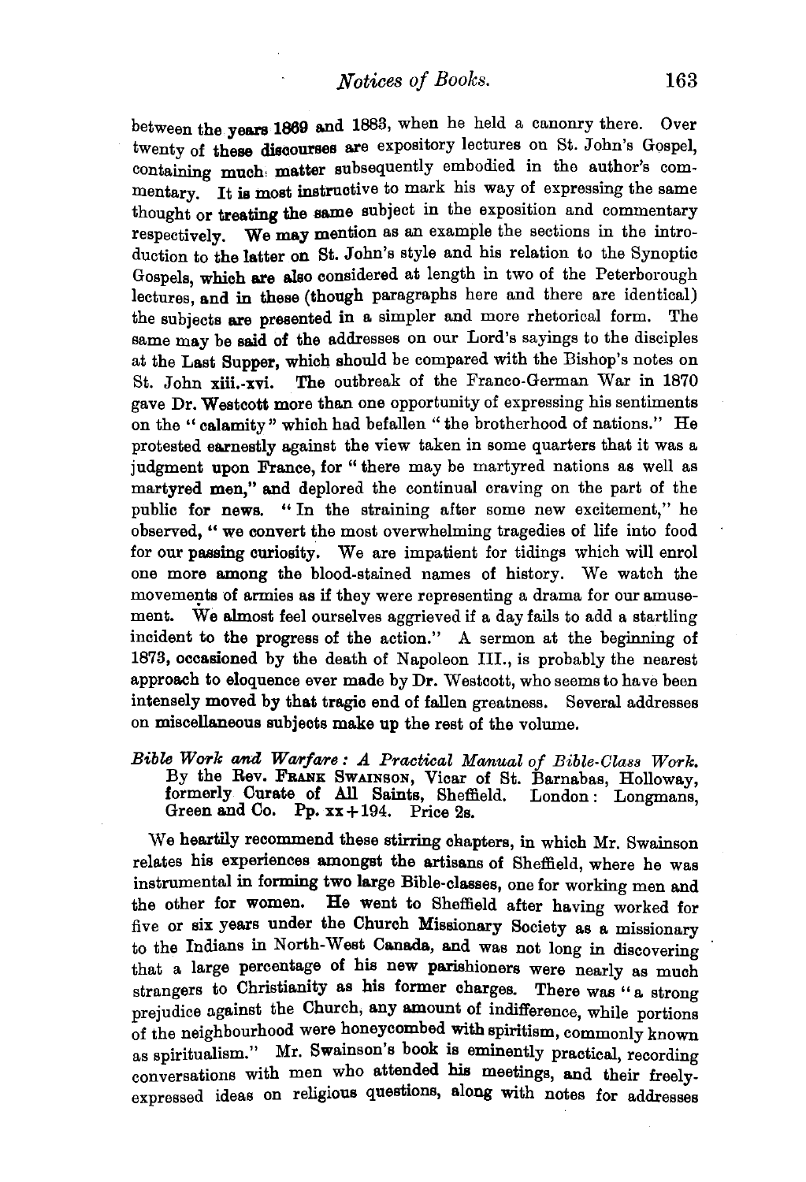between the years 1869 and 1883, when he held a canonry there. Over twenty of these discourses are expository lectures on St. John's Gospel, containing much matter subsequently embodied in the author's commentary. It is most instructive to mark his way of expressing the same thought or treating the same subject in the exposition and commentary respectively. We may mention as an example the sections in the introduction to the latter on St. John's style and his relation to the Synoptic Gospels, which are also considered at length in two of the Peterborough lectures, and in these (though paragraphs here and there are identical) the subjects are presented in a simpler and more rhetorical form. The same may be said of the addresses on our Lord's sayings to the disciples at the Last Supper, which should be compared with the Bishop's notes on St. John xiii.-xvi. The outbreak of the Franco-German War in 1870 gave Dr. Westcott more than one opportunity of expressing his sentiments on the "calamity" which had befallen "the brotherhood of nations." He protested earnestly against the view taken in some quarters that it was a judgment upon France, for "there may be martyred nations as well as martyred men," and deplored the continual craving on the part of the public for news. "In the straining after some new excitement," he observed, "we convert the most overwhelming tragedies of life into food for our passing curiosity. We are impatient for tidings which will enrol one more among the blood-stained names of history. We watch the movements of armies as if they were representing a drama for our amusement. We almost feel ourselves aggrieved if a day fails to add a startling incident to the progress of the action." A sermon at the beginning of 1873, occasioned by the death of Napoleon III., is probably the nearest approach to eloquence ever made by Dr. Westcott, who seems to have been intensely moved by that tragic end of fallen greatness. Several addresses on miscellaneous subjects make up the rest of the volume.

*Bible Work and Warfare: A Practical Manual of Bible-Class Work.* By the Rev. FRANK SWAINSON, Vicar of St. Barnabas, Holloway, formerly Curate of All Saints, Sheffield. London: Longmans, Green and Co. Pp. xx + 194. Price 2s.

We heartily recommend these stirring chapters, in which Mr. Swainson relates his experiences amongst the artisans of Sheffield, where he was instrumental in forming two large Bible-classes, one for working men and the other for women. He went to Sheffield after having worked for five or six years under the Church Missionary Society as a missionary to the Indians in North-West Canada, and was not long in discovering that a large percentage of his new parishioners were nearly as much strangers to Christianity as his former charges. There was "a strong prejudice against the Church, any amount of indifference, while portions of the neighbourhood were honeycombed with spiritism, commonly known as spiritualism." Mr. Swainson's book is eminently practical, recording conversations with men who attended his meetings, and their freely-expressed ideas on religious questions, along with notes for addresses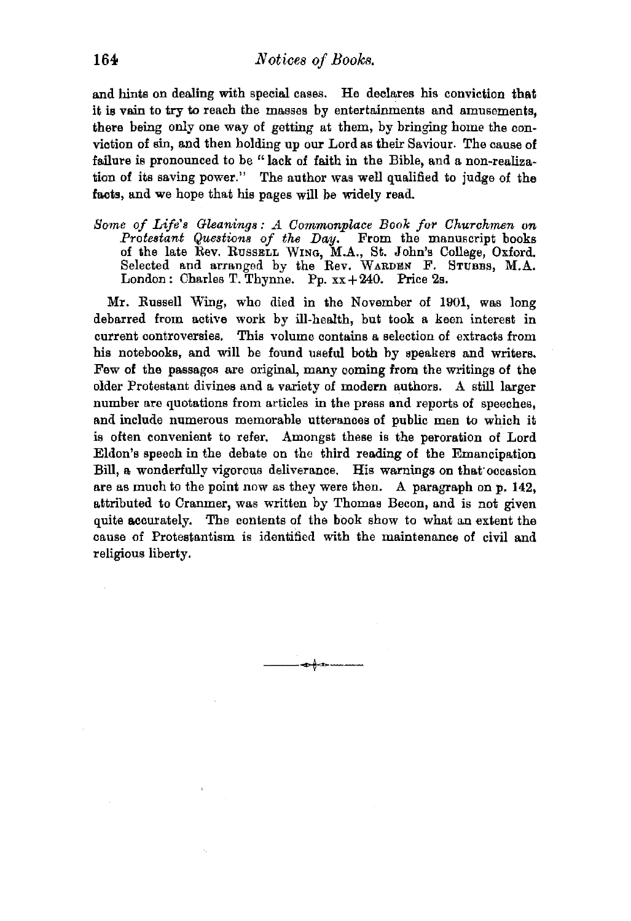and hints on dealing with special cases. He declares his conviction that it is vain to try to reach the masses by entertainments and amusements, there being only one way of getting at them, by bringing home the conviction of sin, and then holding up our Lord as their Saviour. The cause of failure is pronounced to be "lack of faith in the Bible, and a non-realization of its saving power." The author was well qualified to judge of the facts, and we hope that his pages will be widely read.

*Some of Life's Gleanings: A Commonplace Book for Churchmen on Protestant Questions of the Day.* From the manuscript books of the late Rev. Russell Wing, M.A., St. John's College, Oxford. Selected and arranged by the Rev. Warden F. Stubbs, M.A. London: Charles T. Thynne. Pp. xx + 240. Price 2s.

Mr. Russell Wing, who died in the November of 1901, was long debarred from active work by ill-health, but took a keen interest in current controversies. This volume contains a selection of extracts from his notebooks, and will be found useful both by speakers and writers. Few of the passages are original, many coming from the writings of the older Protestant divines and a variety of modern authors. A still larger number are quotations from articles in the press and reports of speeches, and include numerous memorable utterances of public men to which it is often convenient to refer. Amongst these is the peroration of Lord Eldon's speech in the debate on the third reading of the Emancipation Bill, a wonderfully vigorous deliverance. His warnings on that occasion are as much to the point now as they were then. A paragraph on p. 142, attributed to Cranmer, was written by Thomas Becon, and is not given quite accurately. The contents of the book show to what an extent the cause of Protestantism is identified with the maintenance of civil and religious liberty.